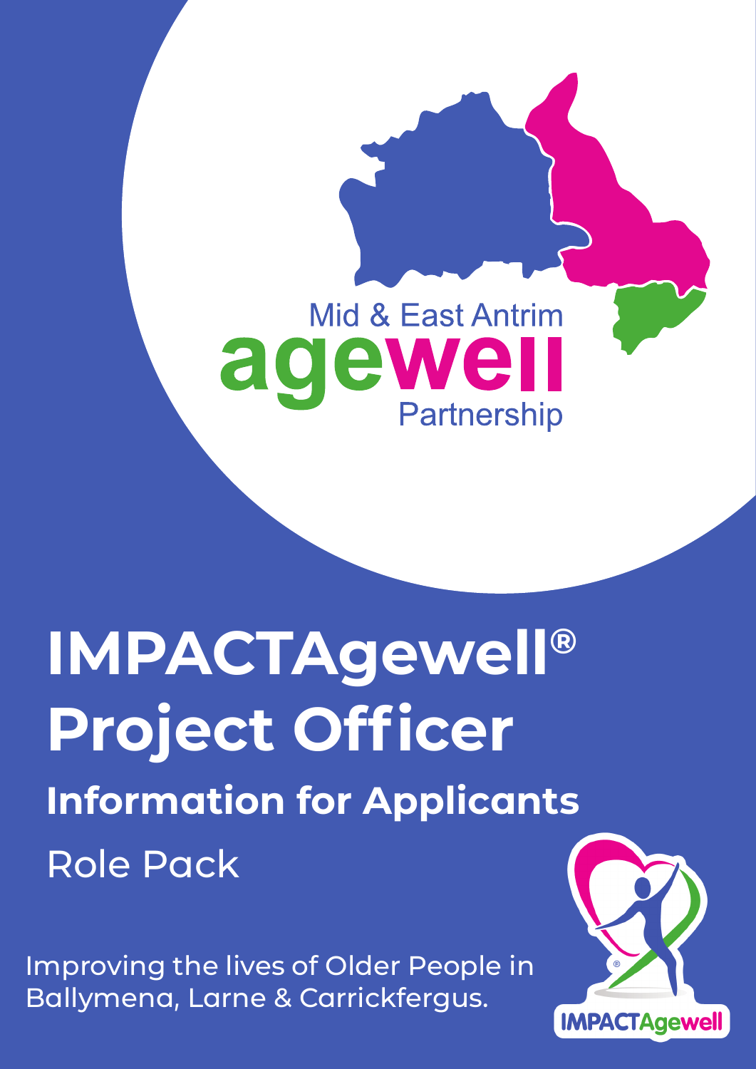Mid & East Antrim

agewell

Partnership

# IMPACTAgewell® Project Officer

## Information for Applicants

Role Pack

Improving the lives of Older People in Ballymena, Larne & Carrickfergus.

IMPACTAgewell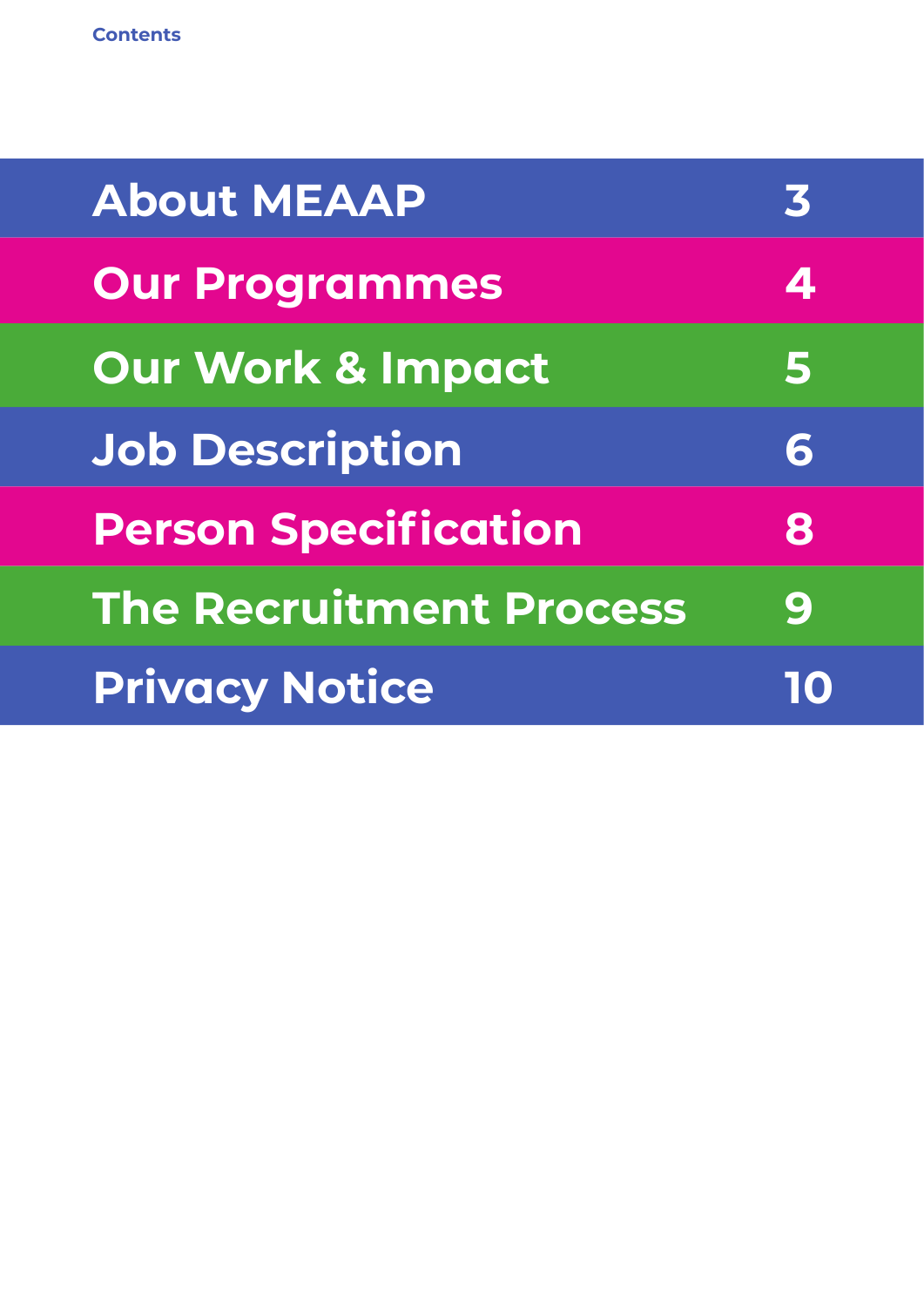# Contents

| | |
|---|---|
| **About MEAAP** | **3** |
| **Our Programmes** | **4** |
| **Our Work & Impact** | **5** |
| **Job Description** | **6** |
| **Person Specification** | **8** |
| **The Recruitment Process** | **9** |
| **Privacy Notice** | **10** |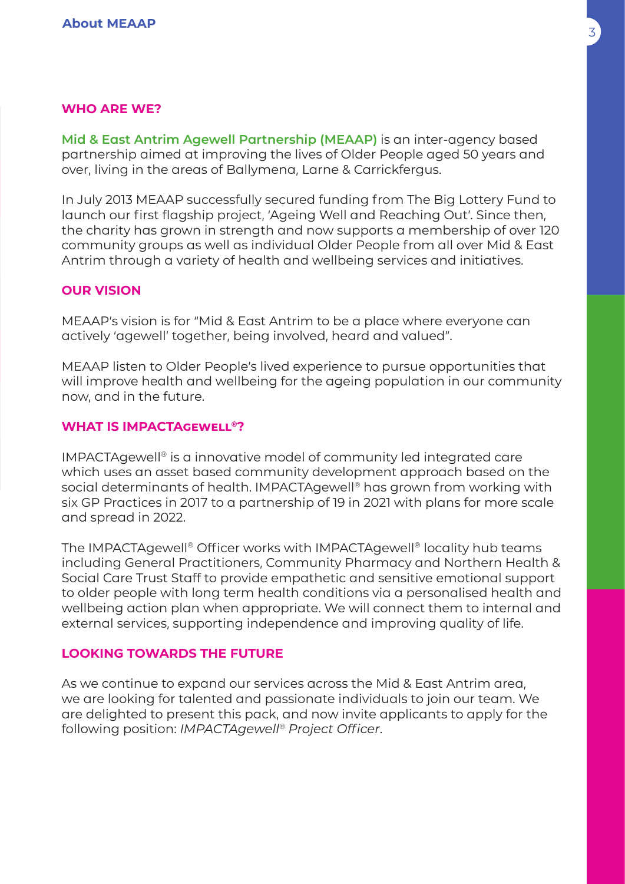## About MEAAP

### WHO ARE WE?

**Mid & East Antrim Agewell Partnership (MEAAP)** is an inter-agency based partnership aimed at improving the lives of Older People aged 50 years and over, living in the areas of Ballymena, Larne & Carrickfergus.

In July 2013 MEAAP successfully secured funding from The Big Lottery Fund to launch our first flagship project, 'Ageing Well and Reaching Out'. Since then, the charity has grown in strength and now supports a membership of over 120 community groups as well as individual Older People from all over Mid & East Antrim through a variety of health and wellbeing services and initiatives.

### OUR VISION

MEAAP's vision is for "Mid & East Antrim to be a place where everyone can actively 'agewell' together, being involved, heard and valued".

MEAAP listen to Older People's lived experience to pursue opportunities that will improve health and wellbeing for the ageing population in our community now, and in the future.

### WHAT IS IMPACTAGEWELL®?

IMPACTAgewell® is a innovative model of community led integrated care which uses an asset based community development approach based on the social determinants of health. IMPACTAgewell® has grown from working with six GP Practices in 2017 to a partnership of 19 in 2021 with plans for more scale and spread in 2022.

The IMPACTAgewell® Officer works with IMPACTAgewell® locality hub teams including General Practitioners, Community Pharmacy and Northern Health & Social Care Trust Staff to provide empathetic and sensitive emotional support to older people with long term health conditions via a personalised health and wellbeing action plan when appropriate. We will connect them to internal and external services, supporting independence and improving quality of life.

### LOOKING TOWARDS THE FUTURE

As we continue to expand our services across the Mid & East Antrim area, we are looking for talented and passionate individuals to join our team. We are delighted to present this pack, and now invite applicants to apply for the following position: *IMPACTAgewell® Project Officer*.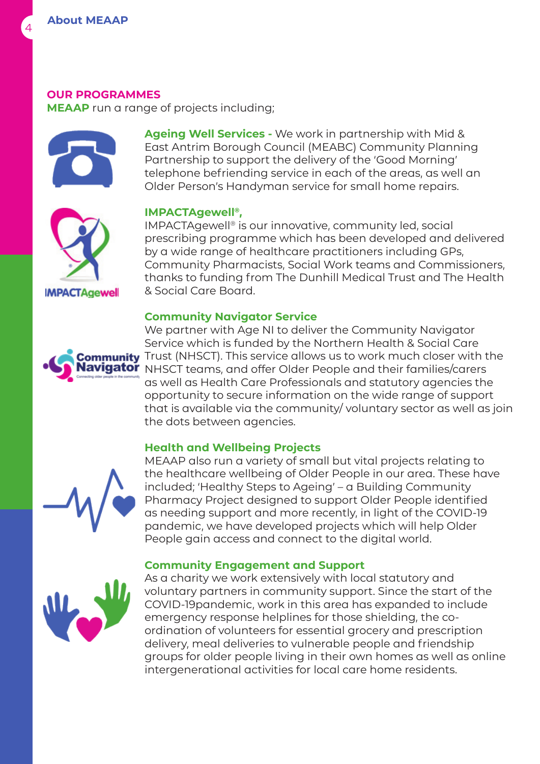## OUR PROGRAMMES

**MEAAP** run a range of projects including;

**Ageing Well Services -** We work in partnership with Mid & East Antrim Borough Council (MEABC) Community Planning Partnership to support the delivery of the 'Good Morning' telephone befriending service in each of the areas, as well an Older Person's Handyman service for small home repairs.

### IMPACTAgewell®,

IMPACTAgewell® is our innovative, community led, social prescribing programme which has been developed and delivered by a wide range of healthcare practitioners including GPs, Community Pharmacists, Social Work teams and Commissioners, thanks to funding from The Dunhill Medical Trust and The Health & Social Care Board.

### Community Navigator Service

We partner with Age NI to deliver the Community Navigator Service which is funded by the Northern Health & Social Care Trust (NHSCT). This service allows us to work much closer with the NHSCT teams, and offer Older People and their families/carers as well as Health Care Professionals and statutory agencies the opportunity to secure information on the wide range of support that is available via the community/ voluntary sector as well as join the dots between agencies.

### Health and Wellbeing Projects

MEAAP also run a variety of small but vital projects relating to the healthcare wellbeing of Older People in our area. These have included; 'Healthy Steps to Ageing' – a Building Community Pharmacy Project designed to support Older People identified as needing support and more recently, in light of the COVID-19 pandemic, we have developed projects which will help Older People gain access and connect to the digital world.

### Community Engagement and Support

As a charity we work extensively with local statutory and voluntary partners in community support. Since the start of the COVID-19pandemic, work in this area has expanded to include emergency response helplines for those shielding, the co-ordination of volunteers for essential grocery and prescription delivery, meal deliveries to vulnerable people and friendship groups for older people living in their own homes as well as online intergenerational activities for local care home residents.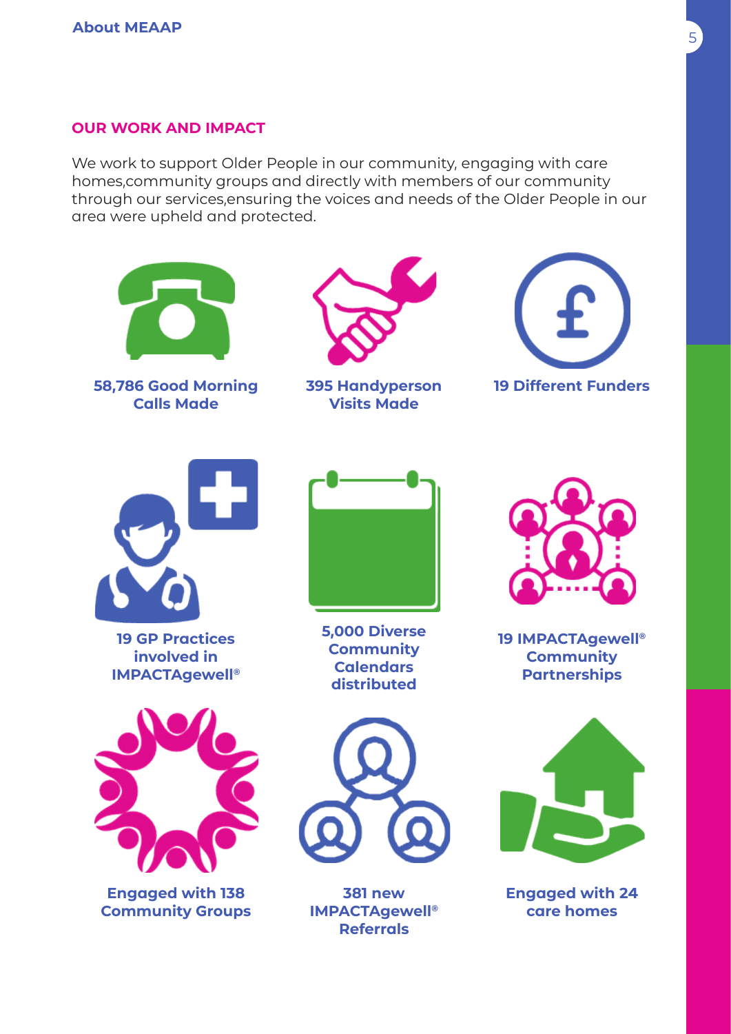## OUR WORK AND IMPACT

We work to support Older People in our community, engaging with care homes,community groups and directly with members of our community through our services,ensuring the voices and needs of the Older People in our area were upheld and protected.

**58,786 Good Morning Calls Made**

**395 Handyperson Visits Made**

**19 Different Funders**

**19 GP Practices involved in IMPACTAgewell®**

**5,000 Diverse Community Calendars distributed**

**19 IMPACTAgewell® Community Partnerships**

**Engaged with 138 Community Groups**

**381 new IMPACTAgewell® Referrals**

**Engaged with 24 care homes**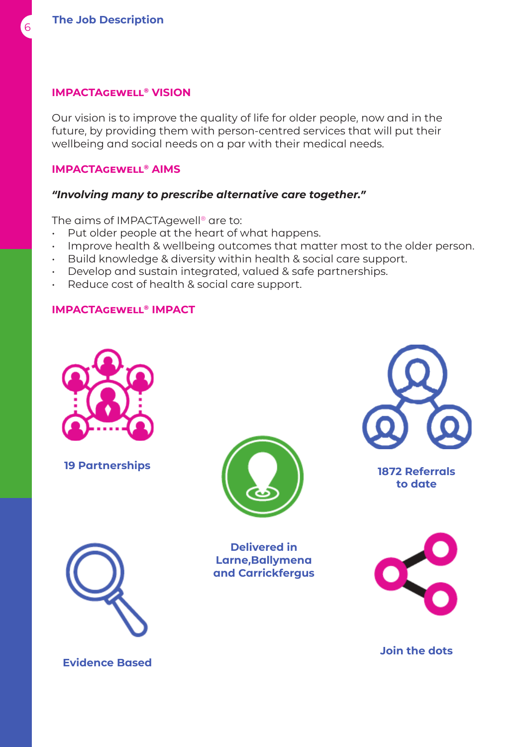## IMPACTAGEWELL® VISION

Our vision is to improve the quality of life for older people, now and in the future, by providing them with person-centred services that will put their wellbeing and social needs on a par with their medical needs.

## IMPACTAGEWELL® AIMS

***"Involving many to prescribe alternative care together."***

The aims of IMPACTAgewell® are to:

- Put older people at the heart of what happens.
- Improve health & wellbeing outcomes that matter most to the older person.
- Build knowledge & diversity within health & social care support.
- Develop and sustain integrated, valued & safe partnerships.
- Reduce cost of health & social care support.

## IMPACTAGEWELL® IMPACT

**19 Partnerships**

**Delivered in Larne,Ballymena and Carrickfergus**

**1872 Referrals to date**

**Evidence Based**

**Join the dots**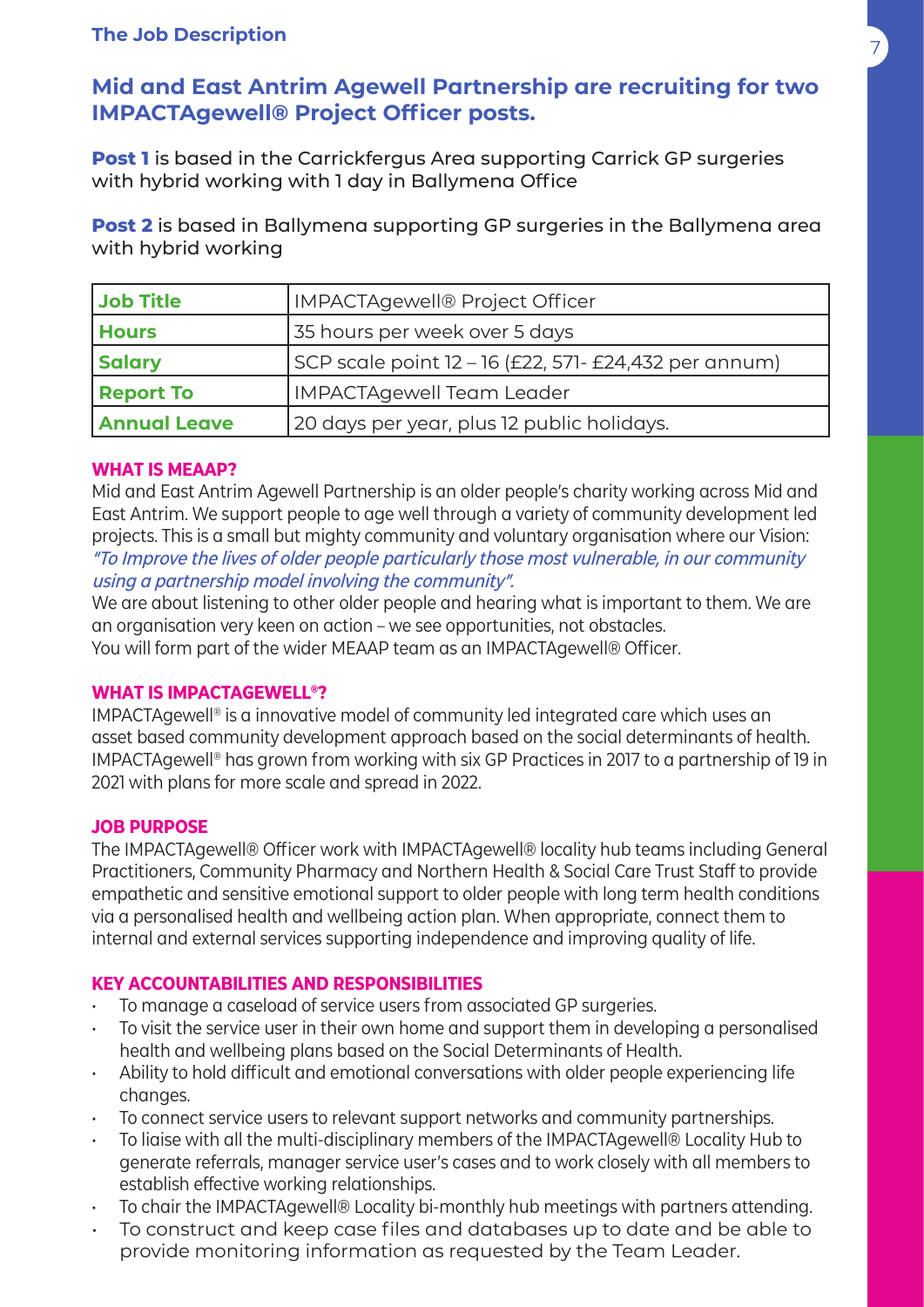**The Job Description**

## Mid and East Antrim Agewell Partnership are recruiting for two IMPACTAgewell® Project Officer posts.

**Post 1** is based in the Carrickfergus Area supporting Carrick GP surgeries with hybrid working with 1 day in Ballymena Office

**Post 2** is based in Ballymena supporting GP surgeries in the Ballymena area with hybrid working

| Job Title | IMPACTAgewell® Project Officer |
|---|---|
| **Hours** | 35 hours per week over 5 days |
| **Salary** | SCP scale point 12 – 16 (£22, 571- £24,432 per annum) |
| **Report To** | IMPACTAgewell Team Leader |
| **Annual Leave** | 20 days per year, plus 12 public holidays. |

### WHAT IS MEAAP?

Mid and East Antrim Agewell Partnership is an older people's charity working across Mid and East Antrim. We support people to age well through a variety of community development led projects. This is a small but mighty community and voluntary organisation where our Vision: *"To Improve the lives of older people particularly those most vulnerable, in our community using a partnership model involving the community".*
We are about listening to other older people and hearing what is important to them. We are an organisation very keen on action – we see opportunities, not obstacles.
You will form part of the wider MEAAP team as an IMPACTAgewell® Officer.

### WHAT IS IMPACTAGEWELL®?

IMPACTAgewell® is a innovative model of community led integrated care which uses an asset based community development approach based on the social determinants of health. IMPACTAgewell® has grown from working with six GP Practices in 2017 to a partnership of 19 in 2021 with plans for more scale and spread in 2022.

### JOB PURPOSE

The IMPACTAgewell® Officer work with IMPACTAgewell® locality hub teams including General Practitioners, Community Pharmacy and Northern Health & Social Care Trust Staff to provide empathetic and sensitive emotional support to older people with long term health conditions via a personalised health and wellbeing action plan. When appropriate, connect them to internal and external services supporting independence and improving quality of life.

### KEY ACCOUNTABILITIES AND RESPONSIBILITIES

- To manage a caseload of service users from associated GP surgeries.
- To visit the service user in their own home and support them in developing a personalised health and wellbeing plans based on the Social Determinants of Health.
- Ability to hold difficult and emotional conversations with older people experiencing life changes.
- To connect service users to relevant support networks and community partnerships.
- To liaise with all the multi-disciplinary members of the IMPACTAgewell® Locality Hub to generate referrals, manager service user's cases and to work closely with all members to establish effective working relationships.
- To chair the IMPACTAgewell® Locality bi-monthly hub meetings with partners attending.
- To construct and keep case files and databases up to date and be able to provide monitoring information as requested by the Team Leader.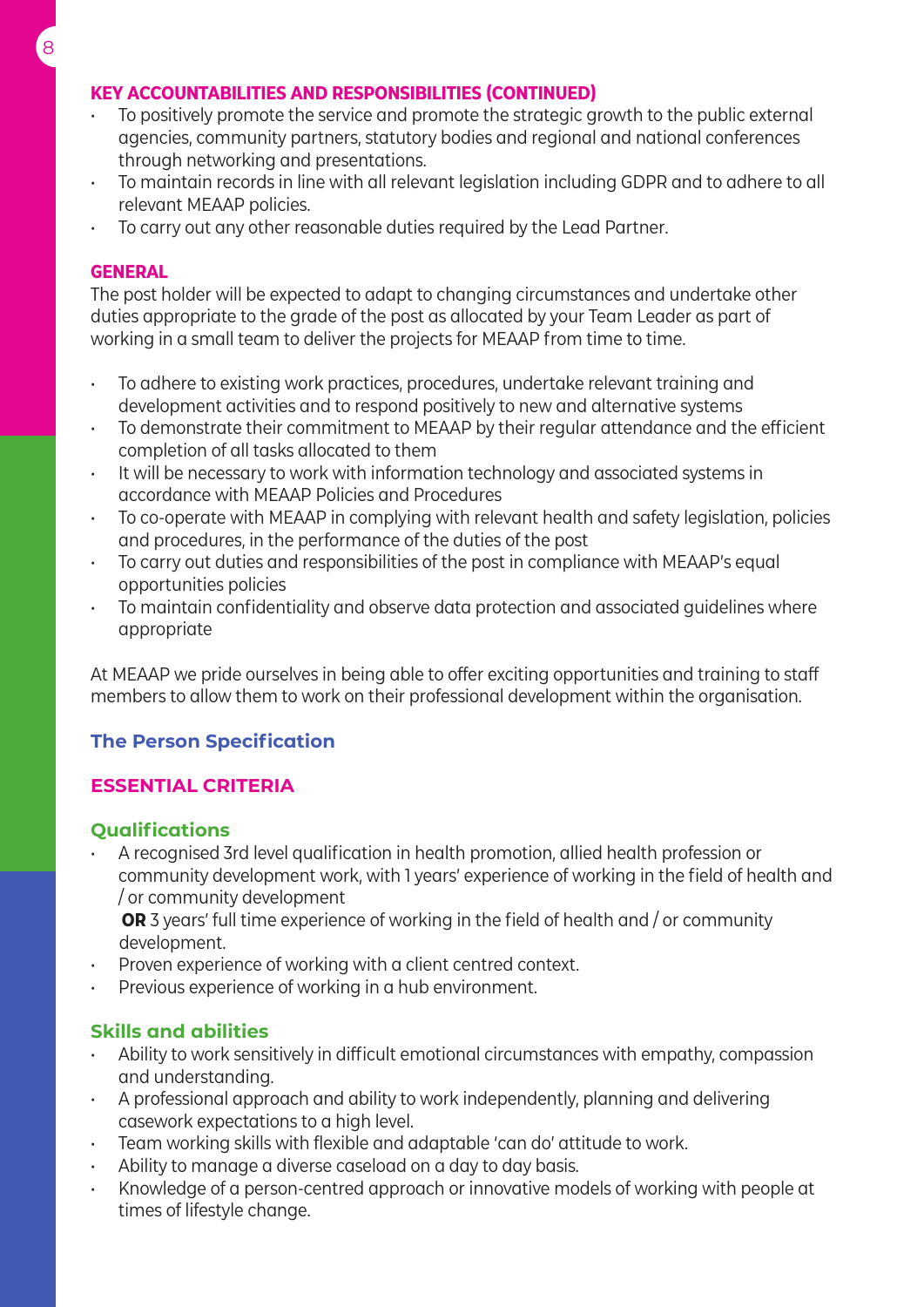### KEY ACCOUNTABILITIES AND RESPONSIBILITIES (CONTINUED)

- To positively promote the service and promote the strategic growth to the public external agencies, community partners, statutory bodies and regional and national conferences through networking and presentations.
- To maintain records in line with all relevant legislation including GDPR and to adhere to all relevant MEAAP policies.
- To carry out any other reasonable duties required by the Lead Partner.

### GENERAL

The post holder will be expected to adapt to changing circumstances and undertake other duties appropriate to the grade of the post as allocated by your Team Leader as part of working in a small team to deliver the projects for MEAAP from time to time.

- To adhere to existing work practices, procedures, undertake relevant training and development activities and to respond positively to new and alternative systems
- To demonstrate their commitment to MEAAP by their regular attendance and the efficient completion of all tasks allocated to them
- It will be necessary to work with information technology and associated systems in accordance with MEAAP Policies and Procedures
- To co-operate with MEAAP in complying with relevant health and safety legislation, policies and procedures, in the performance of the duties of the post
- To carry out duties and responsibilities of the post in compliance with MEAAP's equal opportunities policies
- To maintain confidentiality and observe data protection and associated guidelines where appropriate

At MEAAP we pride ourselves in being able to offer exciting opportunities and training to staff members to allow them to work on their professional development within the organisation.

## The Person Specification

### ESSENTIAL CRITERIA

#### Qualifications

- A recognised 3rd level qualification in health promotion, allied health profession or community development work, with 1 years' experience of working in the field of health and / or community development

  **OR** 3 years' full time experience of working in the field of health and / or community development.
- Proven experience of working with a client centred context.
- Previous experience of working in a hub environment.

#### Skills and abilities

- Ability to work sensitively in difficult emotional circumstances with empathy, compassion and understanding.
- A professional approach and ability to work independently, planning and delivering casework expectations to a high level.
- Team working skills with flexible and adaptable 'can do' attitude to work.
- Ability to manage a diverse caseload on a day to day basis.
- Knowledge of a person-centred approach or innovative models of working with people at times of lifestyle change.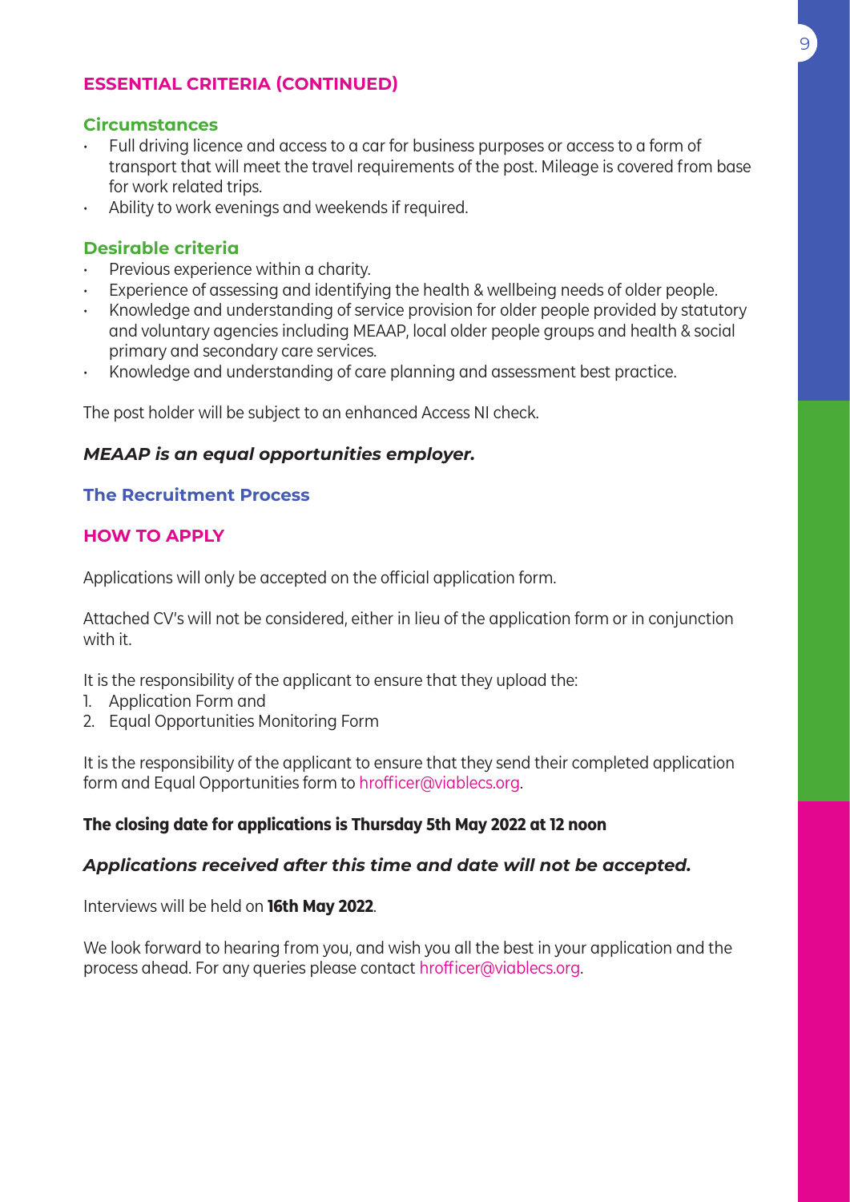## ESSENTIAL CRITERIA (CONTINUED)

### Circumstances

- Full driving licence and access to a car for business purposes or access to a form of transport that will meet the travel requirements of the post. Mileage is covered from base for work related trips.
- Ability to work evenings and weekends if required.

### Desirable criteria

- Previous experience within a charity.
- Experience of assessing and identifying the health & wellbeing needs of older people.
- Knowledge and understanding of service provision for older people provided by statutory and voluntary agencies including MEAAP, local older people groups and health & social primary and secondary care services.
- Knowledge and understanding of care planning and assessment best practice.

The post holder will be subject to an enhanced Access NI check.

***MEAAP is an equal opportunities employer.***

### The Recruitment Process

## HOW TO APPLY

Applications will only be accepted on the official application form.

Attached CV's will not be considered, either in lieu of the application form or in conjunction with it.

It is the responsibility of the applicant to ensure that they upload the:

1. Application Form and
2. Equal Opportunities Monitoring Form

It is the responsibility of the applicant to ensure that they send their completed application form and Equal Opportunities form to hrofficer@viablecs.org.

**The closing date for applications is Thursday 5th May 2022 at 12 noon**

***Applications received after this time and date will not be accepted.***

Interviews will be held on **16th May 2022**.

We look forward to hearing from you, and wish you all the best in your application and the process ahead. For any queries please contact hrofficer@viablecs.org.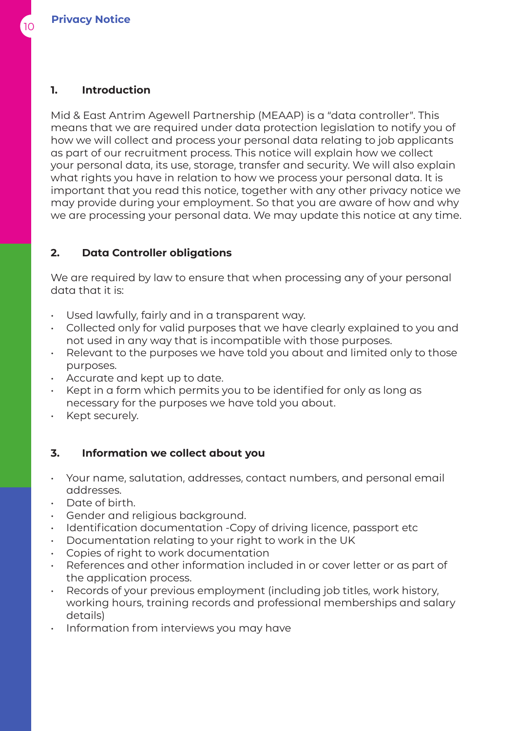## 1. Introduction

Mid & East Antrim Agewell Partnership (MEAAP) is a "data controller". This means that we are required under data protection legislation to notify you of how we will collect and process your personal data relating to job applicants as part of our recruitment process. This notice will explain how we collect your personal data, its use, storage, transfer and security. We will also explain what rights you have in relation to how we process your personal data. It is important that you read this notice, together with any other privacy notice we may provide during your employment. So that you are aware of how and why we are processing your personal data. We may update this notice at any time.

## 2. Data Controller obligations

We are required by law to ensure that when processing any of your personal data that it is:

- Used lawfully, fairly and in a transparent way.
- Collected only for valid purposes that we have clearly explained to you and not used in any way that is incompatible with those purposes.
- Relevant to the purposes we have told you about and limited only to those purposes.
- Accurate and kept up to date.
- Kept in a form which permits you to be identified for only as long as necessary for the purposes we have told you about.
- Kept securely.

## 3. Information we collect about you

- Your name, salutation, addresses, contact numbers, and personal email addresses.
- Date of birth.
- Gender and religious background.
- Identification documentation -Copy of driving licence, passport etc
- Documentation relating to your right to work in the UK
- Copies of right to work documentation
- References and other information included in or cover letter or as part of the application process.
- Records of your previous employment (including job titles, work history, working hours, training records and professional memberships and salary details)
- Information from interviews you may have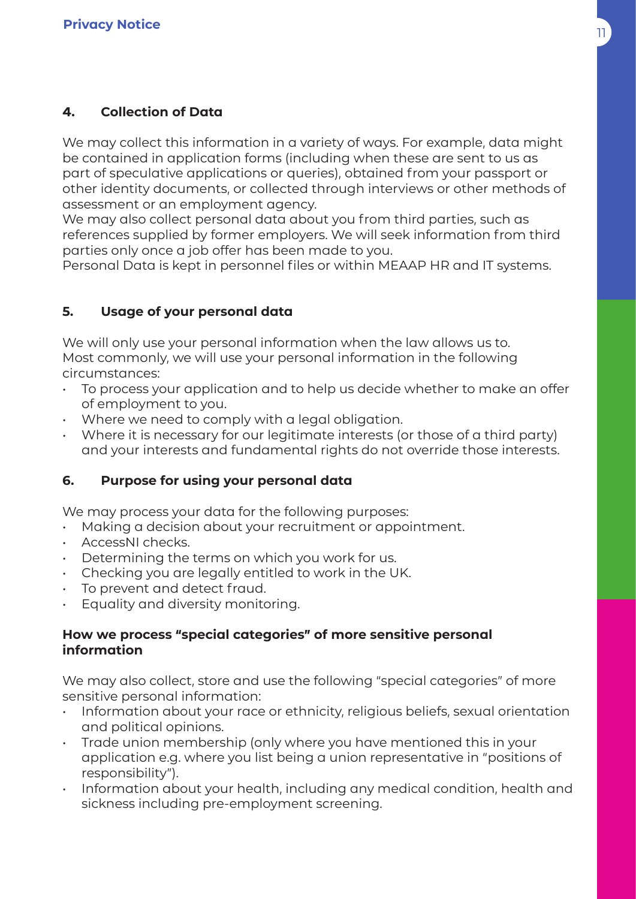## 4. Collection of Data

We may collect this information in a variety of ways. For example, data might be contained in application forms (including when these are sent to us as part of speculative applications or queries), obtained from your passport or other identity documents, or collected through interviews or other methods of assessment or an employment agency.
We may also collect personal data about you from third parties, such as references supplied by former employers. We will seek information from third parties only once a job offer has been made to you.
Personal Data is kept in personnel files or within MEAAP HR and IT systems.

## 5. Usage of your personal data

We will only use your personal information when the law allows us to.
Most commonly, we will use your personal information in the following circumstances:

- To process your application and to help us decide whether to make an offer of employment to you.
- Where we need to comply with a legal obligation.
- Where it is necessary for our legitimate interests (or those of a third party) and your interests and fundamental rights do not override those interests.

## 6. Purpose for using your personal data

We may process your data for the following purposes:

- Making a decision about your recruitment or appointment.
- AccessNI checks.
- Determining the terms on which you work for us.
- Checking you are legally entitled to work in the UK.
- To prevent and detect fraud.
- Equality and diversity monitoring.

### How we process "special categories" of more sensitive personal information

We may also collect, store and use the following "special categories" of more sensitive personal information:

- Information about your race or ethnicity, religious beliefs, sexual orientation and political opinions.
- Trade union membership (only where you have mentioned this in your application e.g. where you list being a union representative in "positions of responsibility").
- Information about your health, including any medical condition, health and sickness including pre-employment screening.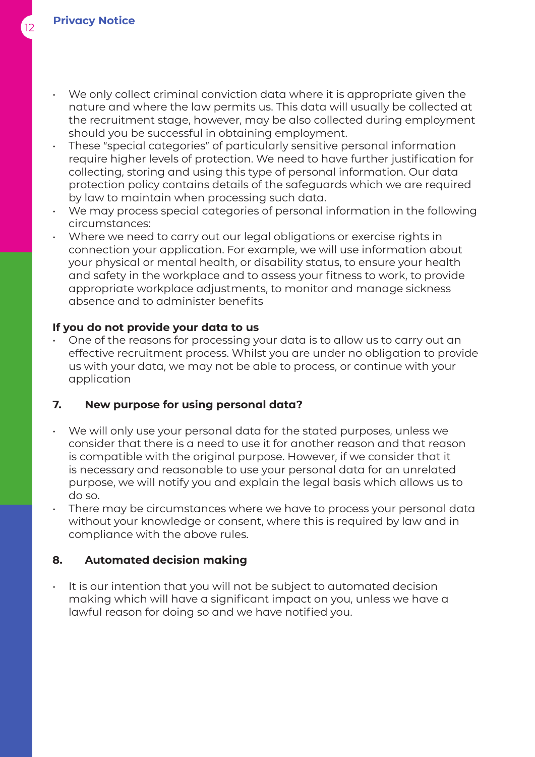- We only collect criminal conviction data where it is appropriate given the nature and where the law permits us. This data will usually be collected at the recruitment stage, however, may be also collected during employment should you be successful in obtaining employment.
- These "special categories" of particularly sensitive personal information require higher levels of protection. We need to have further justification for collecting, storing and using this type of personal information. Our data protection policy contains details of the safeguards which we are required by law to maintain when processing such data.
- We may process special categories of personal information in the following circumstances:
- Where we need to carry out our legal obligations or exercise rights in connection your application. For example, we will use information about your physical or mental health, or disability status, to ensure your health and safety in the workplace and to assess your fitness to work, to provide appropriate workplace adjustments, to monitor and manage sickness absence and to administer benefits

**If you do not provide your data to us**

- One of the reasons for processing your data is to allow us to carry out an effective recruitment process. Whilst you are under no obligation to provide us with your data, we may not be able to process, or continue with your application

## 7. New purpose for using personal data?

- We will only use your personal data for the stated purposes, unless we consider that there is a need to use it for another reason and that reason is compatible with the original purpose. However, if we consider that it is necessary and reasonable to use your personal data for an unrelated purpose, we will notify you and explain the legal basis which allows us to do so.
- There may be circumstances where we have to process your personal data without your knowledge or consent, where this is required by law and in compliance with the above rules.

## 8. Automated decision making

- It is our intention that you will not be subject to automated decision making which will have a significant impact on you, unless we have a lawful reason for doing so and we have notified you.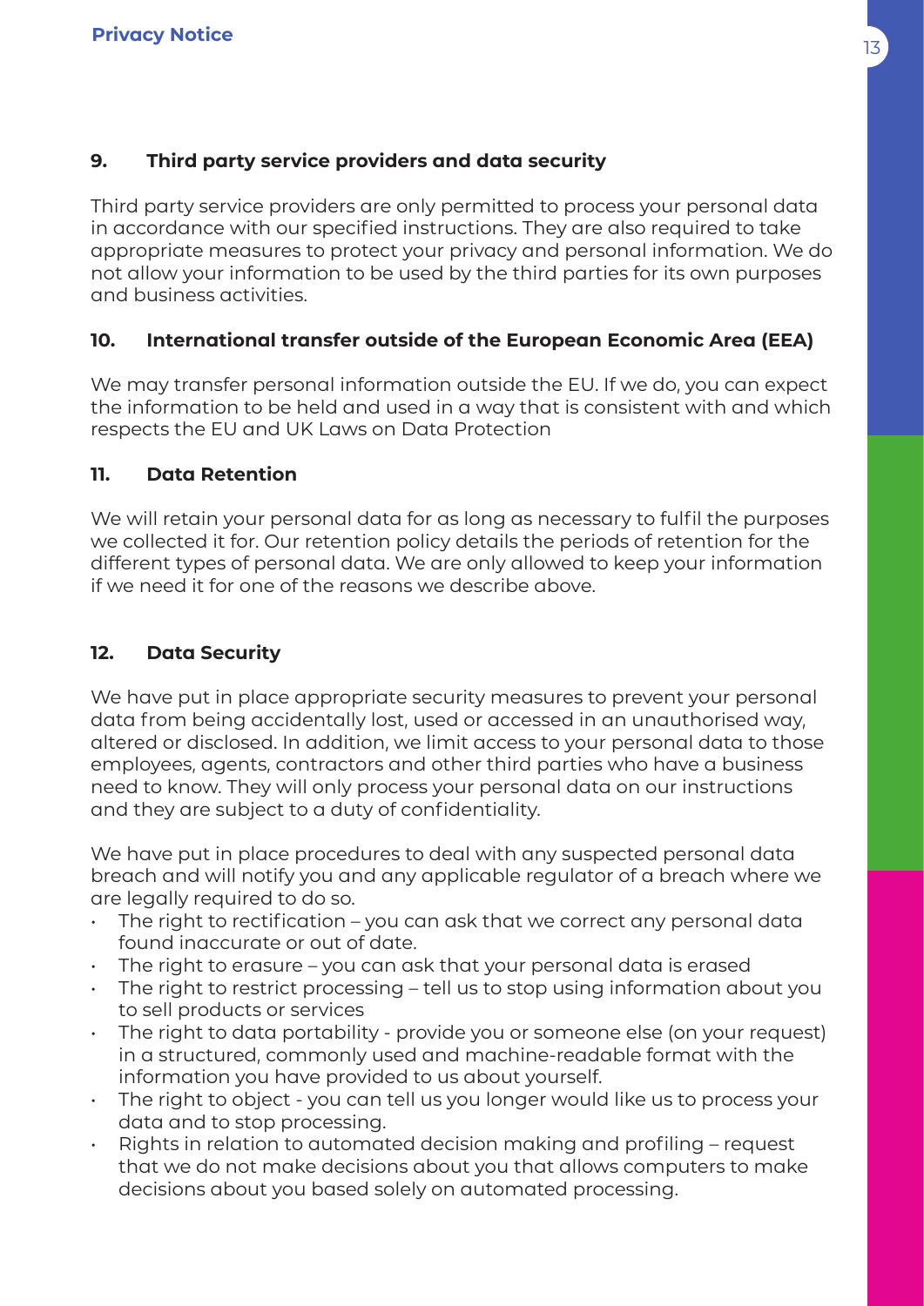### 9. Third party service providers and data security

Third party service providers are only permitted to process your personal data in accordance with our specified instructions. They are also required to take appropriate measures to protect your privacy and personal information. We do not allow your information to be used by the third parties for its own purposes and business activities.

### 10. International transfer outside of the European Economic Area (EEA)

We may transfer personal information outside the EU. If we do, you can expect the information to be held and used in a way that is consistent with and which respects the EU and UK Laws on Data Protection

### 11. Data Retention

We will retain your personal data for as long as necessary to fulfil the purposes we collected it for. Our retention policy details the periods of retention for the different types of personal data. We are only allowed to keep your information if we need it for one of the reasons we describe above.

### 12. Data Security

We have put in place appropriate security measures to prevent your personal data from being accidentally lost, used or accessed in an unauthorised way, altered or disclosed. In addition, we limit access to your personal data to those employees, agents, contractors and other third parties who have a business need to know. They will only process your personal data on our instructions and they are subject to a duty of confidentiality.

We have put in place procedures to deal with any suspected personal data breach and will notify you and any applicable regulator of a breach where we are legally required to do so.

- The right to rectification – you can ask that we correct any personal data found inaccurate or out of date.
- The right to erasure – you can ask that your personal data is erased
- The right to restrict processing – tell us to stop using information about you to sell products or services
- The right to data portability - provide you or someone else (on your request) in a structured, commonly used and machine-readable format with the information you have provided to us about yourself.
- The right to object - you can tell us you longer would like us to process your data and to stop processing.
- Rights in relation to automated decision making and profiling – request that we do not make decisions about you that allows computers to make decisions about you based solely on automated processing.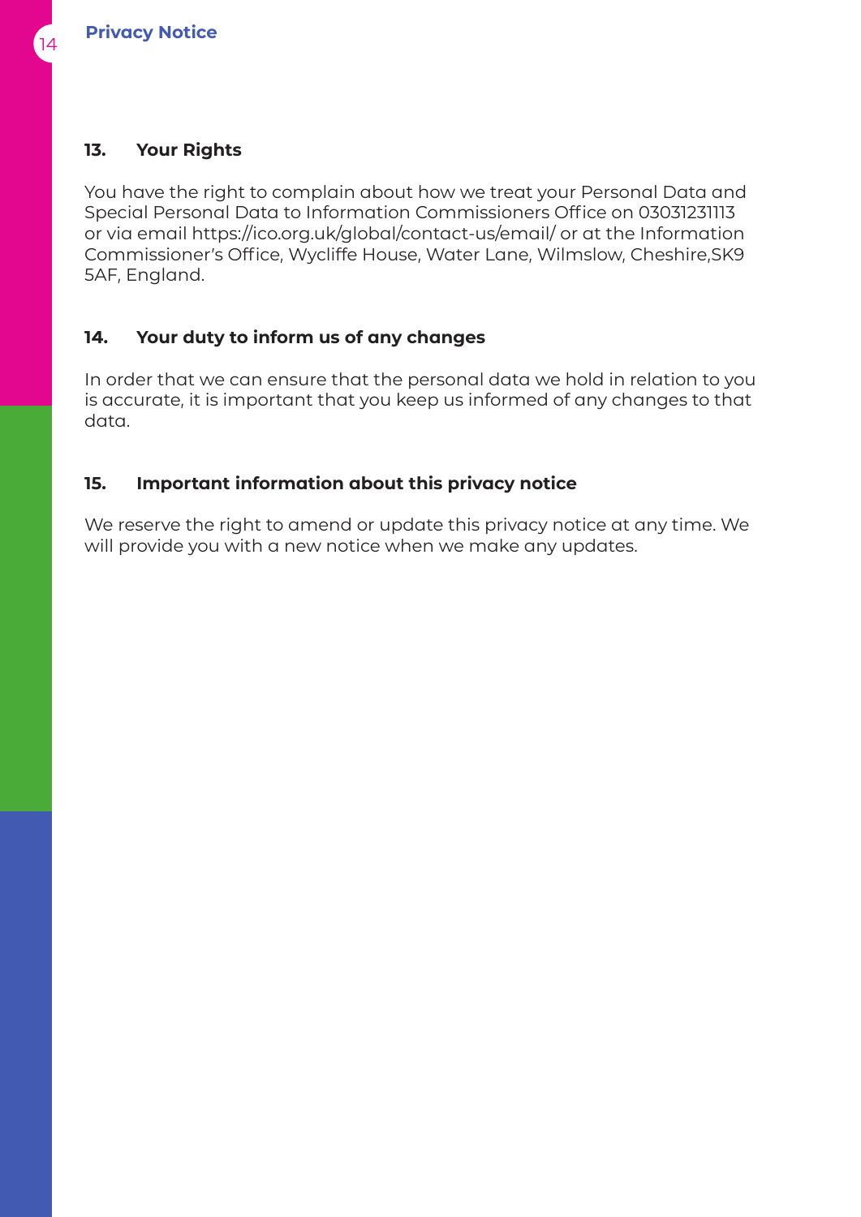## 13. Your Rights

You have the right to complain about how we treat your Personal Data and Special Personal Data to Information Commissioners Office on 03031231113 or via email https://ico.org.uk/global/contact-us/email/ or at the Information Commissioner's Office, Wycliffe House, Water Lane, Wilmslow, Cheshire,SK9 5AF, England.

## 14. Your duty to inform us of any changes

In order that we can ensure that the personal data we hold in relation to you is accurate, it is important that you keep us informed of any changes to that data.

## 15. Important information about this privacy notice

We reserve the right to amend or update this privacy notice at any time. We will provide you with a new notice when we make any updates.